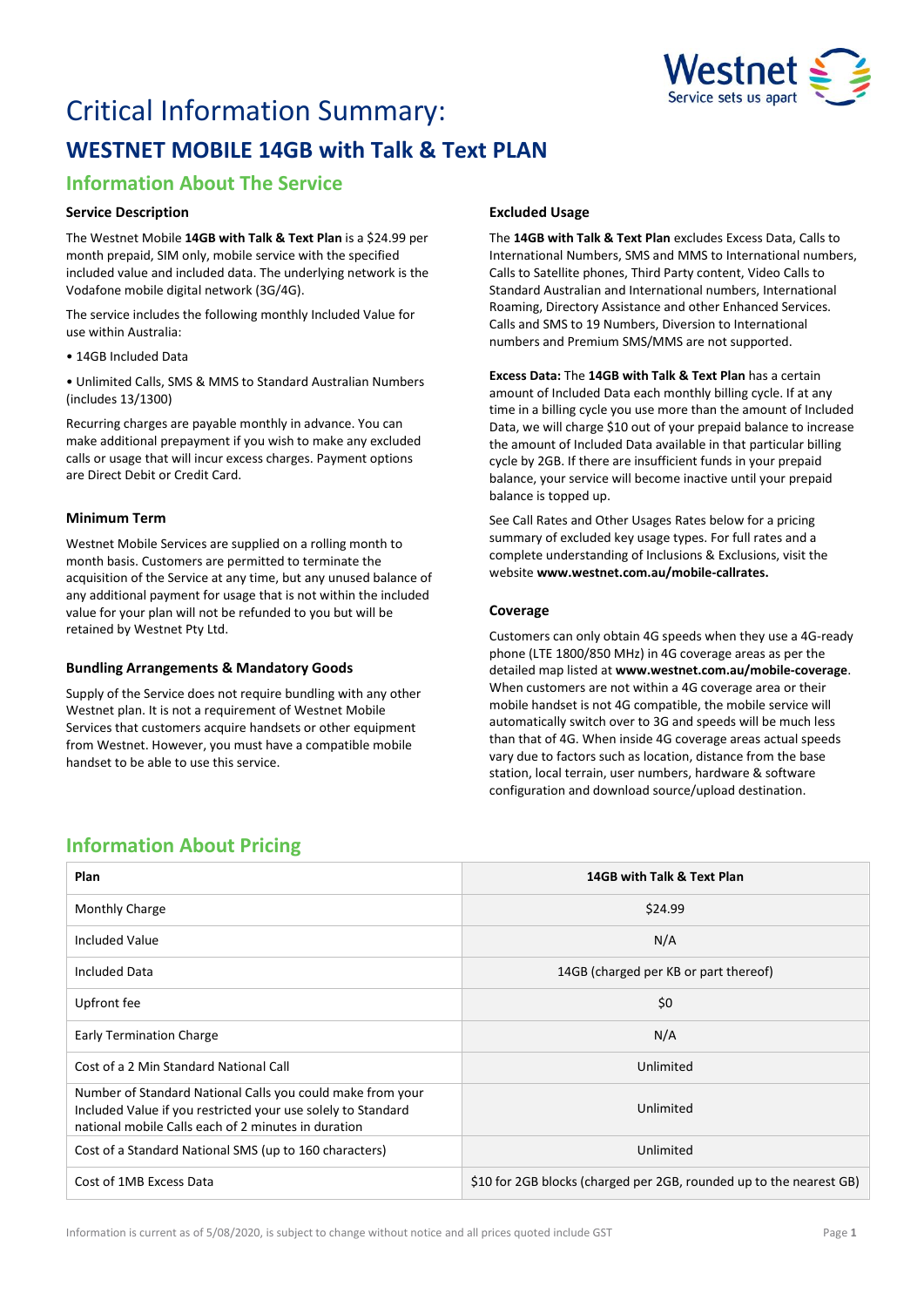# Critical Information Summary:

## WESTNET MOBILE 14GB with Talk & Text PLAN

### Information About The Service

#### Service Description

The Westnet Mobile **14GB with Talk & Text Plan** is a $24.99 per month prepaid, SIM only, mobile service with the specified included value and included data. The underlying network is the Vodafone mobile digital network (3G/4G).

The service includes the following monthly Included Value for use within Australia:

- 14GB Included Data
- Unlimited Calls, SMS & MMS to Standard Australian Numbers (includes 13/1300)

Recurring charges are payable monthly in advance. You can make additional prepayment if you wish to make any excluded calls or usage that will incur excess charges. Payment options are Direct Debit or Credit Card.

#### Minimum Term

Westnet Mobile Services are supplied on a rolling month to month basis. Customers are permitted to terminate the acquisition of the Service at any time, but any unused balance of any additional payment for usage that is not within the included value for your plan will not be refunded to you but will be retained by Westnet Pty Ltd.

#### Bundling Arrangements & Mandatory Goods

Supply of the Service does not require bundling with any other Westnet plan. It is not a requirement of Westnet Mobile Services that customers acquire handsets or other equipment from Westnet. However, you must have a compatible mobile handset to be able to use this service.

#### Excluded Usage

The **14GB with Talk & Text Plan** excludes Excess Data, Calls to International Numbers, SMS and MMS to International numbers, Calls to Satellite phones, Third Party content, Video Calls to Standard Australian and International numbers, International Roaming, Directory Assistance and other Enhanced Services. Calls and SMS to 19 Numbers, Diversion to International numbers and Premium SMS/MMS are not supported.

**Excess Data:** The **14GB with Talk & Text Plan** has a certain amount of Included Data each monthly billing cycle. If at any time in a billing cycle you use more than the amount of Included Data, we will charge $10 out of your prepaid balance to increase the amount of Included Data available in that particular billing cycle by 2GB. If there are insufficient funds in your prepaid balance, your service will become inactive until your prepaid balance is topped up.

See Call Rates and Other Usages Rates below for a pricing summary of excluded key usage types. For full rates and a complete understanding of Inclusions & Exclusions, visit the website **www.westnet.com.au/mobile-callrates.**

#### Coverage

Customers can only obtain 4G speeds when they use a 4G-ready phone (LTE 1800/850 MHz) in 4G coverage areas as per the detailed map listed at **www.westnet.com.au/mobile-coverage**. When customers are not within a 4G coverage area or their mobile handset is not 4G compatible, the mobile service will automatically switch over to 3G and speeds will be much less than that of 4G. When inside 4G coverage areas actual speeds vary due to factors such as location, distance from the base station, local terrain, user numbers, hardware & software configuration and download source/upload destination.

### Information About Pricing

| Plan | 14GB with Talk & Text Plan |
|---|---|
| Monthly Charge | $24.99 |
| Included Value | N/A |
| Included Data | 14GB (charged per KB or part thereof) |
| Upfront fee | $0 |
| Early Termination Charge | N/A |
| Cost of a 2 Min Standard National Call | Unlimited |
| Number of Standard National Calls you could make from your Included Value if you restricted your use solely to Standard national mobile Calls each of 2 minutes in duration | Unlimited |
| Cost of a Standard National SMS (up to 160 characters) | Unlimited |
| Cost of 1MB Excess Data | $10 for 2GB blocks (charged per 2GB, rounded up to the nearest GB) |

Information is current as of 5/08/2020, is subject to change without notice and all prices quoted include GST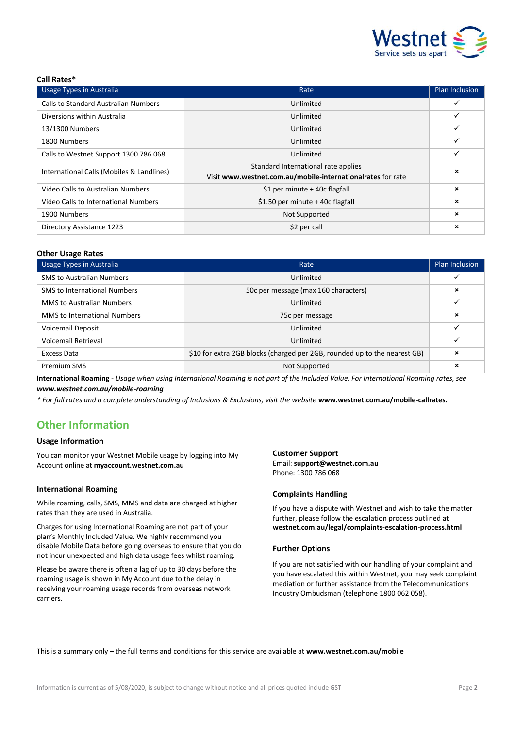**Call Rates***

| Usage Types in Australia | Rate | Plan Inclusion |
|---|---|---|
| Calls to Standard Australian Numbers | Unlimited | ✓ |
| Diversions within Australia | Unlimited | ✓ |
| 13/1300 Numbers | Unlimited | ✓ |
| 1800 Numbers | Unlimited | ✓ |
| Calls to Westnet Support 1300 786 068 | Unlimited | ✓ |
| International Calls (Mobiles & Landlines) | Standard International rate applies Visit **www.westnet.com.au/mobile-internationalrates** for rate | ✗ |
| Video Calls to Australian Numbers | $1 per minute + 40c flagfall | ✗ |
| Video Calls to International Numbers | $1.50 per minute + 40c flagfall | ✗ |
| 1900 Numbers | Not Supported | ✗ |
| Directory Assistance 1223 | $2 per call | ✗ |

**Other Usage Rates**

| Usage Types in Australia | Rate | Plan Inclusion |
|---|---|---|
| SMS to Australian Numbers | Unlimited | ✓ |
| SMS to International Numbers | 50c per message (max 160 characters) | ✗ |
| MMS to Australian Numbers | Unlimited | ✓ |
| MMS to International Numbers | 75c per message | ✗ |
| Voicemail Deposit | Unlimited | ✓ |
| Voicemail Retrieval | Unlimited | ✓ |
| Excess Data | $10 for extra 2GB blocks (charged per 2GB, rounded up to the nearest GB) | ✗ |
| Premium SMS | Not Supported | ✗ |

**International Roaming** - *Usage when using International Roaming is not part of the Included Value. For International Roaming rates, see* ***www.westnet.com.au/mobile-roaming***

*\* For full rates and a complete understanding of Inclusions & Exclusions, visit the website* **www.westnet.com.au/mobile-callrates.**

## Other Information

### Usage Information

You can monitor your Westnet Mobile usage by logging into My Account online at **myaccount.westnet.com.au**

### International Roaming

While roaming, calls, SMS, MMS and data are charged at higher rates than they are used in Australia.

Charges for using International Roaming are not part of your plan's Monthly Included Value. We highly recommend you disable Mobile Data before going overseas to ensure that you do not incur unexpected and high data usage fees whilst roaming.

Please be aware there is often a lag of up to 30 days before the roaming usage is shown in My Account due to the delay in receiving your roaming usage records from overseas network carriers.

### Customer Support

Email: **support@westnet.com.au**
Phone: 1300 786 068

### Complaints Handling

If you have a dispute with Westnet and wish to take the matter further, please follow the escalation process outlined at **westnet.com.au/legal/complaints-escalation-process.html**

### Further Options

If you are not satisfied with our handling of your complaint and you have escalated this within Westnet, you may seek complaint mediation or further assistance from the Telecommunications Industry Ombudsman (telephone 1800 062 058).

This is a summary only – the full terms and conditions for this service are available at **www.westnet.com.au/mobile**

Information is current as of 5/08/2020, is subject to change without notice and all prices quoted include GST